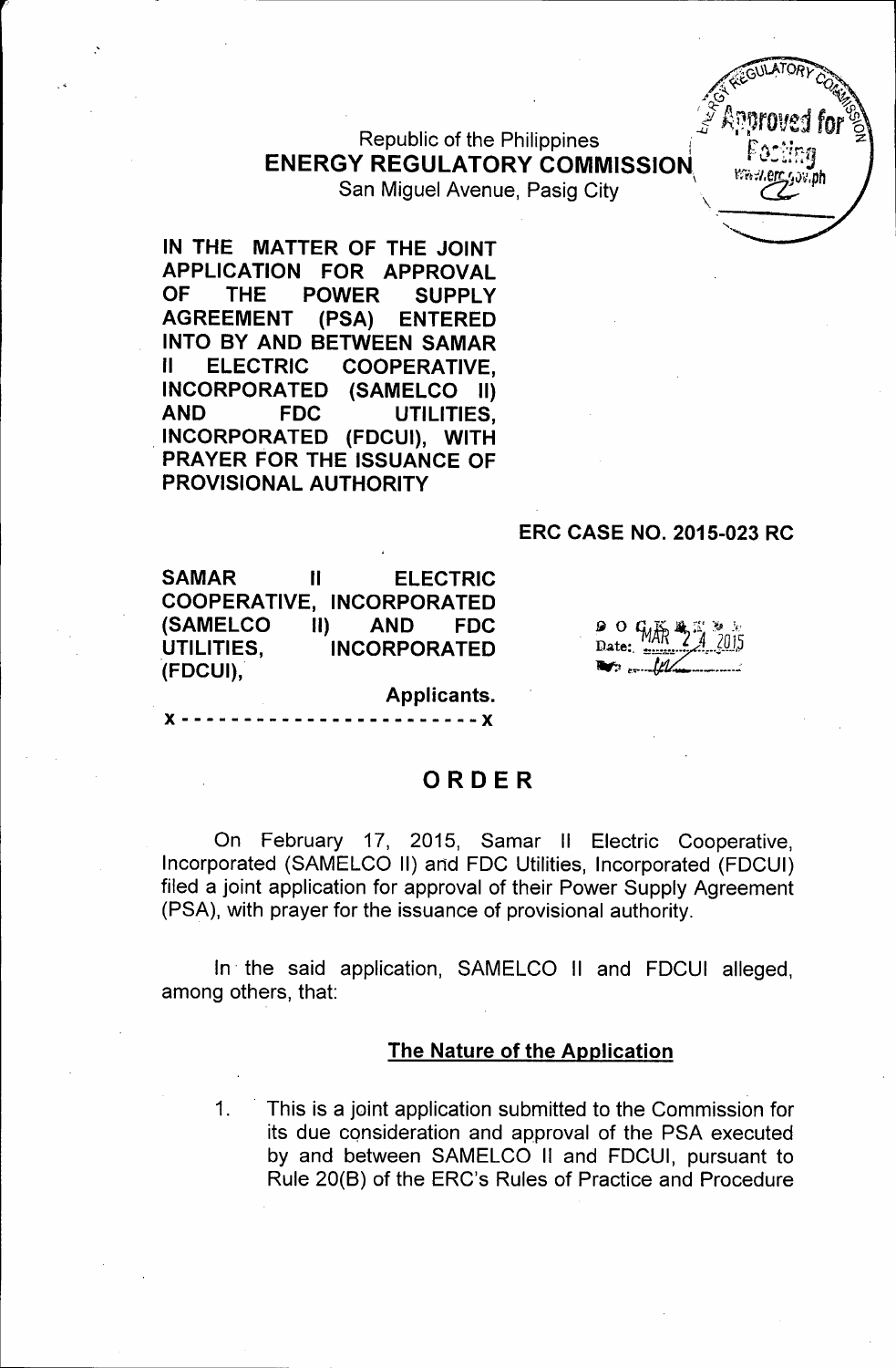Republic of the Philippines
**ENERGY REGULATORY COMMISSION**
San Miguel Avenue, Pasig City

**IN THE MATTER OF THE JOINT APPLICATION FOR APPROVAL OF THE POWER SUPPLY AGREEMENT (PSA) ENTERED INTO BY AND BETWEEN SAMAR II ELECTRIC COOPERATIVE, INCORPORATED (SAMELCO II) AND FDC UTILITIES, INCORPORATED (FDCUI), WITH PRAYER FOR THE ISSUANCE OF PROVISIONAL AUTHORITY**

**ERC CASE NO. 2015-023 RC**

**SAMAR II ELECTRIC COOPERATIVE, INCORPORATED (SAMELCO II) AND FDC UTILITIES, INCORPORATED (FDCUI),**

**Applicants.**

x - - - - - - - - - - - - - - - - - - - - - - - x

## ORDER

On February 17, 2015, Samar II Electric Cooperative, Incorporated (SAMELCO II) and FDC Utilities, Incorporated (FDCUI) filed a joint application for approval of their Power Supply Agreement (PSA), with prayer for the issuance of provisional authority.

In the said application, SAMELCO II and FDCUI alleged, among others, that:

### The Nature of the Application

1. This is a joint application submitted to the Commission for its due consideration and approval of the PSA executed by and between SAMELCO II and FDCUI, pursuant to Rule 20(B) of the ERC's Rules of Practice and Procedure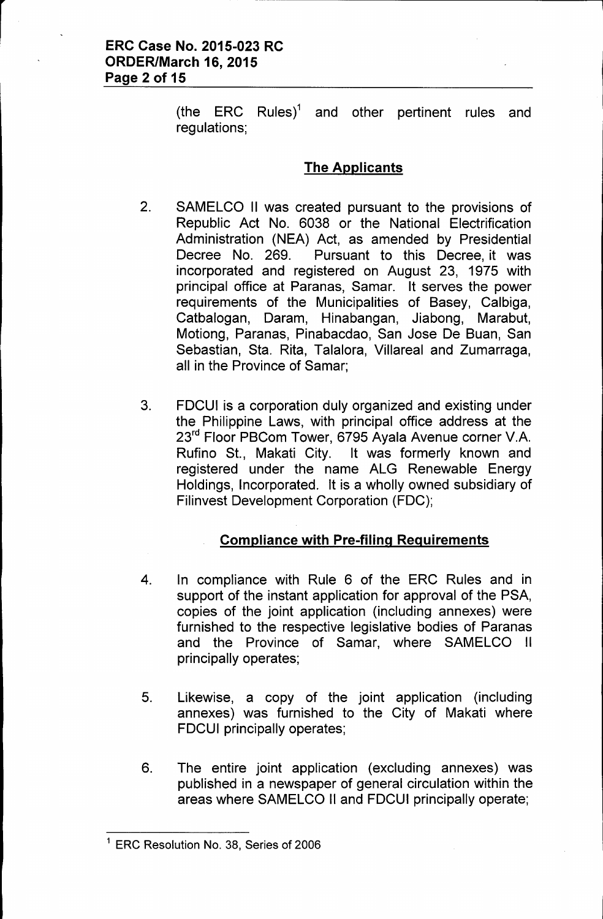(the ERC Rules)[1] and other pertinent rules and regulations;

## The Applicants

2. SAMELCO II was created pursuant to the provisions of Republic Act No. 6038 or the National Electrification Administration (NEA) Act, as amended by Presidential Decree No. 269. Pursuant to this Decree, it was incorporated and registered on August 23, 1975 with principal office at Paranas, Samar. It serves the power requirements of the Municipalities of Basey, Calbiga, Catbalogan, Daram, Hinabangan, Jiabong, Marabut, Motiong, Paranas, Pinabacdao, San Jose De Buan, San Sebastian, Sta. Rita, Talalora, Villareal and Zumarraga, all in the Province of Samar;

3. FDCUI is a corporation duly organized and existing under the Philippine Laws, with principal office address at the 23rd Floor PBCom Tower, 6795 Ayala Avenue corner V.A. Rufino St., Makati City. It was formerly known and registered under the name ALG Renewable Energy Holdings, Incorporated. It is a wholly owned subsidiary of Filinvest Development Corporation (FDC);

## Compliance with Pre-filing Requirements

4. In compliance with Rule 6 of the ERC Rules and in support of the instant application for approval of the PSA, copies of the joint application (including annexes) were furnished to the respective legislative bodies of Paranas and the Province of Samar, where SAMELCO II principally operates;

5. Likewise, a copy of the joint application (including annexes) was furnished to the City of Makati where FDCUI principally operates;

6. The entire joint application (excluding annexes) was published in a newspaper of general circulation within the areas where SAMELCO II and FDCUI principally operate;

---

[1] ERC Resolution No. 38, Series of 2006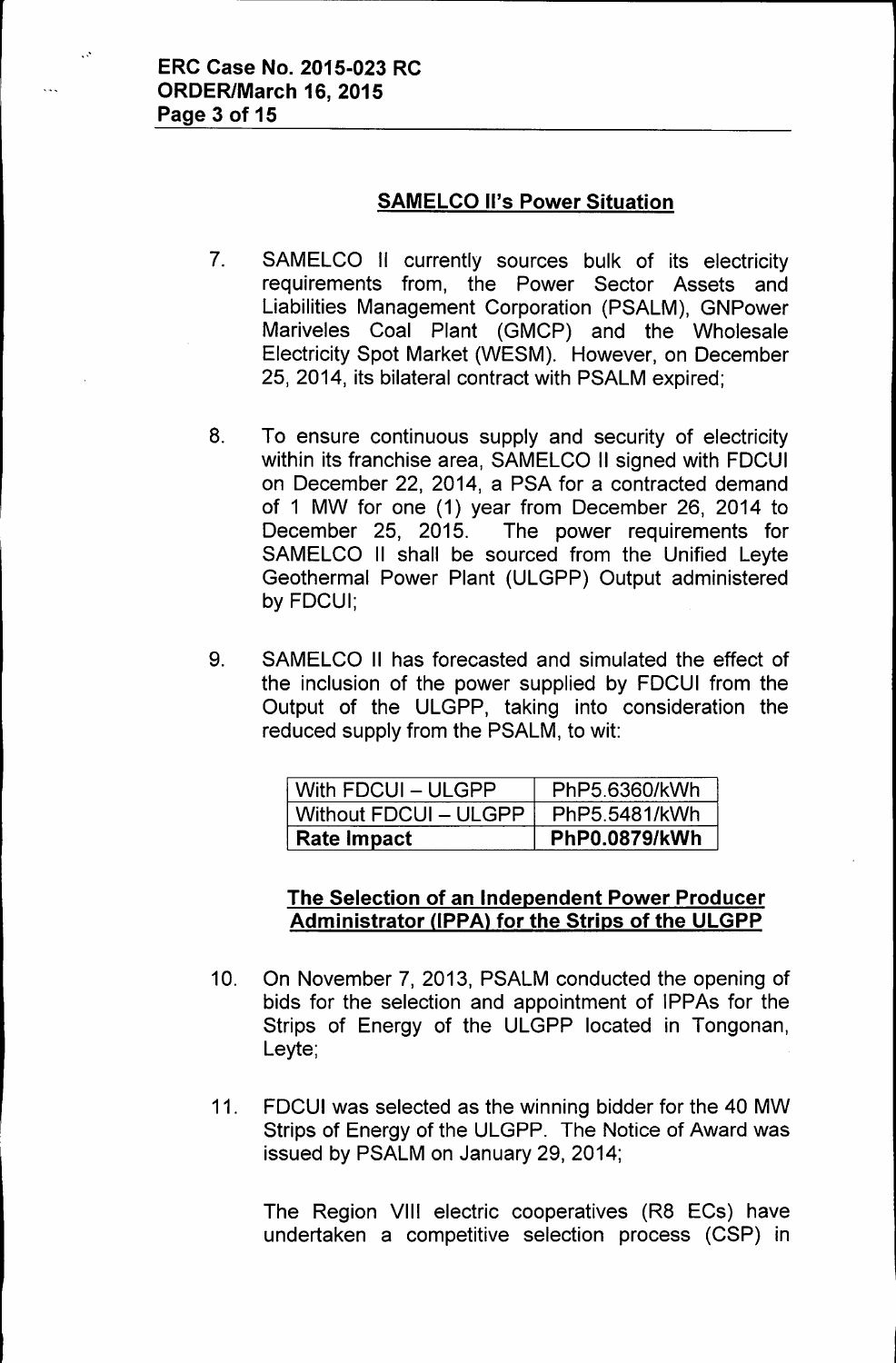## SAMELCO II's Power Situation

7. SAMELCO II currently sources bulk of its electricity requirements from, the Power Sector Assets and Liabilities Management Corporation (PSALM), GNPower Mariveles Coal Plant (GMCP) and the Wholesale Electricity Spot Market (WESM). However, on December 25, 2014, its bilateral contract with PSALM expired;

8. To ensure continuous supply and security of electricity within its franchise area, SAMELCO II signed with FDCUI on December 22, 2014, a PSA for a contracted demand of 1 MW for one (1) year from December 26, 2014 to December 25, 2015. The power requirements for SAMELCO II shall be sourced from the Unified Leyte Geothermal Power Plant (ULGPP) Output administered by FDCUI;

9. SAMELCO II has forecasted and simulated the effect of the inclusion of the power supplied by FDCUI from the Output of the ULGPP, taking into consideration the reduced supply from the PSALM, to wit:

| With FDCUI – ULGPP | PhP5.6360/kWh |
|---|---|
| Without FDCUI – ULGPP | PhP5.5481/kWh |
| **Rate Impact** | **PhP0.0879/kWh** |

## The Selection of an Independent Power Producer Administrator (IPPA) for the Strips of the ULGPP

10. On November 7, 2013, PSALM conducted the opening of bids for the selection and appointment of IPPAs for the Strips of Energy of the ULGPP located in Tongonan, Leyte;

11. FDCUI was selected as the winning bidder for the 40 MW Strips of Energy of the ULGPP. The Notice of Award was issued by PSALM on January 29, 2014;

    The Region VIII electric cooperatives (R8 ECs) have undertaken a competitive selection process (CSP) in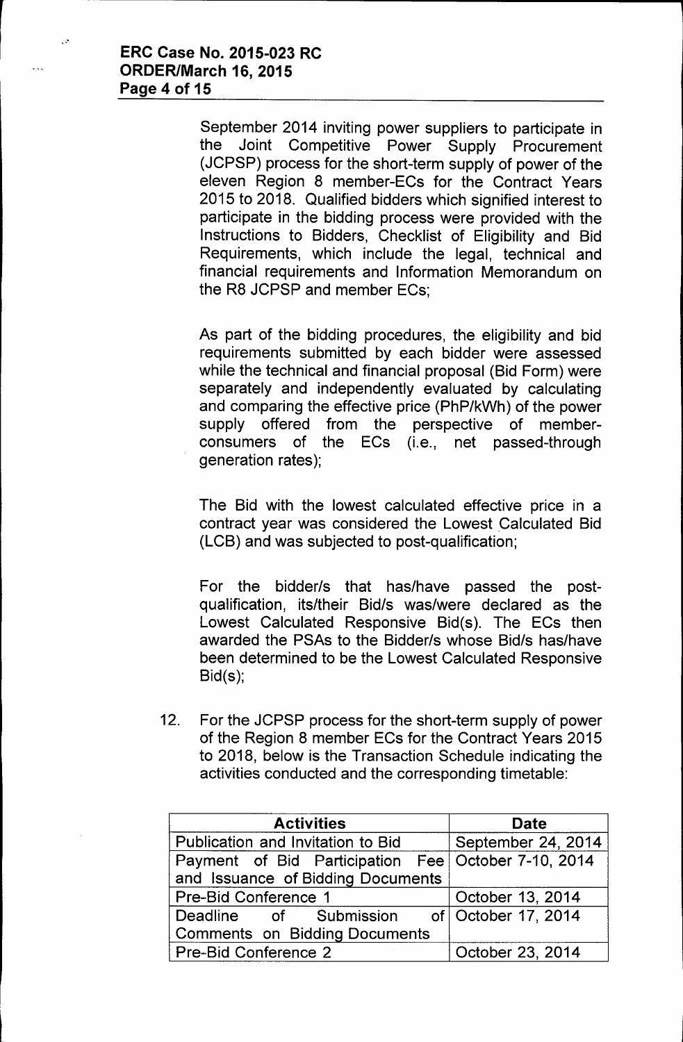September 2014 inviting power suppliers to participate in the Joint Competitive Power Supply Procurement (JCPSP) process for the short-term supply of power of the eleven Region 8 member-ECs for the Contract Years 2015 to 2018. Qualified bidders which signified interest to participate in the bidding process were provided with the Instructions to Bidders, Checklist of Eligibility and Bid Requirements, which include the legal, technical and financial requirements and Information Memorandum on the R8 JCPSP and member ECs;

As part of the bidding procedures, the eligibility and bid requirements submitted by each bidder were assessed while the technical and financial proposal (Bid Form) were separately and independently evaluated by calculating and comparing the effective price (PhP/kWh) of the power supply offered from the perspective of member-consumers of the ECs (i.e., net passed-through generation rates);

The Bid with the lowest calculated effective price in a contract year was considered the Lowest Calculated Bid (LCB) and was subjected to post-qualification;

For the bidder/s that has/have passed the post-qualification, its/their Bid/s was/were declared as the Lowest Calculated Responsive Bid(s). The ECs then awarded the PSAs to the Bidder/s whose Bid/s has/have been determined to be the Lowest Calculated Responsive Bid(s);

12. For the JCPSP process for the short-term supply of power of the Region 8 member ECs for the Contract Years 2015 to 2018, below is the Transaction Schedule indicating the activities conducted and the corresponding timetable:

| Activities | Date |
|---|---|
| Publication and Invitation to Bid | September 24, 2014 |
| Payment of Bid Participation Fee and Issuance of Bidding Documents | October 7-10, 2014 |
| Pre-Bid Conference 1 | October 13, 2014 |
| Deadline of Submission of Comments on Bidding Documents | October 17, 2014 |
| Pre-Bid Conference 2 | October 23, 2014 |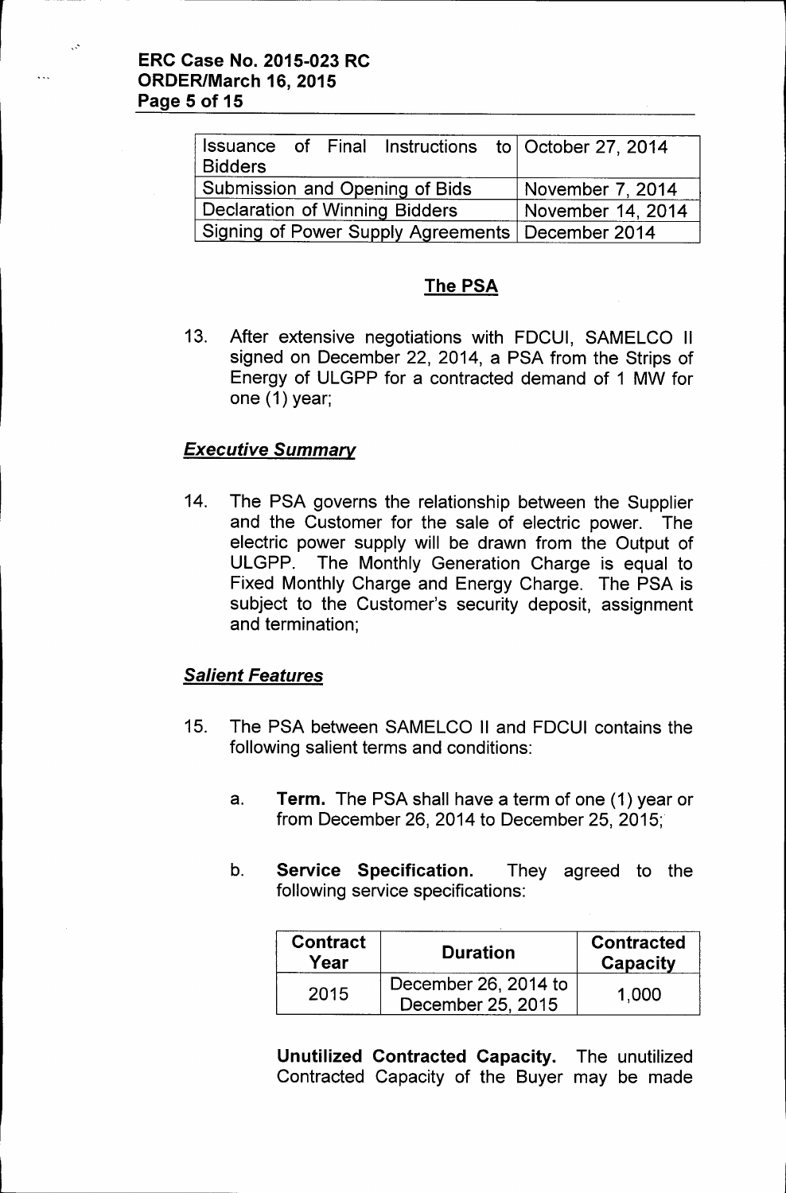| Issuance of Final Instructions to Bidders | October 27, 2014 |
|---|---|
| Submission and Opening of Bids | November 7, 2014 |
| Declaration of Winning Bidders | November 14, 2014 |
| Signing of Power Supply Agreements | December 2014 |

## The PSA

13. After extensive negotiations with FDCUI, SAMELCO II signed on December 22, 2014, a PSA from the Strips of Energy of ULGPP for a contracted demand of 1 MW for one (1) year;

### *Executive Summary*

14. The PSA governs the relationship between the Supplier and the Customer for the sale of electric power. The electric power supply will be drawn from the Output of ULGPP. The Monthly Generation Charge is equal to Fixed Monthly Charge and Energy Charge. The PSA is subject to the Customer's security deposit, assignment and termination;

### *Salient Features*

15. The PSA between SAMELCO II and FDCUI contains the following salient terms and conditions:

    a. **Term.** The PSA shall have a term of one (1) year or from December 26, 2014 to December 25, 2015;

    b. **Service Specification.** They agreed to the following service specifications:

    | Contract Year | Duration | Contracted Capacity |
    |---|---|---|
    | 2015 | December 26, 2014 to December 25, 2015 | 1,000 |

    **Unutilized Contracted Capacity.** The unutilized Contracted Capacity of the Buyer may be made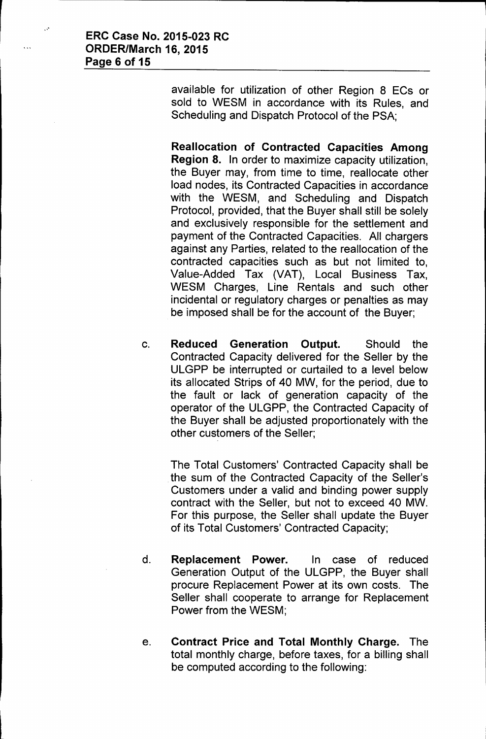available for utilization of other Region 8 ECs or sold to WESM in accordance with its Rules, and Scheduling and Dispatch Protocol of the PSA;

**Reallocation of Contracted Capacities Among Region 8.** In order to maximize capacity utilization, the Buyer may, from time to time, reallocate other load nodes, its Contracted Capacities in accordance with the WESM, and Scheduling and Dispatch Protocol, provided, that the Buyer shall still be solely and exclusively responsible for the settlement and payment of the Contracted Capacities. All chargers against any Parties, related to the reallocation of the contracted capacities such as but not limited to, Value-Added Tax (VAT), Local Business Tax, WESM Charges, Line Rentals and such other incidental or regulatory charges or penalties as may be imposed shall be for the account of the Buyer;

c. **Reduced Generation Output.** Should the Contracted Capacity delivered for the Seller by the ULGPP be interrupted or curtailed to a level below its allocated Strips of 40 MW, for the period, due to the fault or lack of generation capacity of the operator of the ULGPP, the Contracted Capacity of the Buyer shall be adjusted proportionately with the other customers of the Seller;

   The Total Customers' Contracted Capacity shall be the sum of the Contracted Capacity of the Seller's Customers under a valid and binding power supply contract with the Seller, but not to exceed 40 MW. For this purpose, the Seller shall update the Buyer of its Total Customers' Contracted Capacity;

d. **Replacement Power.** In case of reduced Generation Output of the ULGPP, the Buyer shall procure Replacement Power at its own costs. The Seller shall cooperate to arrange for Replacement Power from the WESM;

e. **Contract Price and Total Monthly Charge.** The total monthly charge, before taxes, for a billing shall be computed according to the following: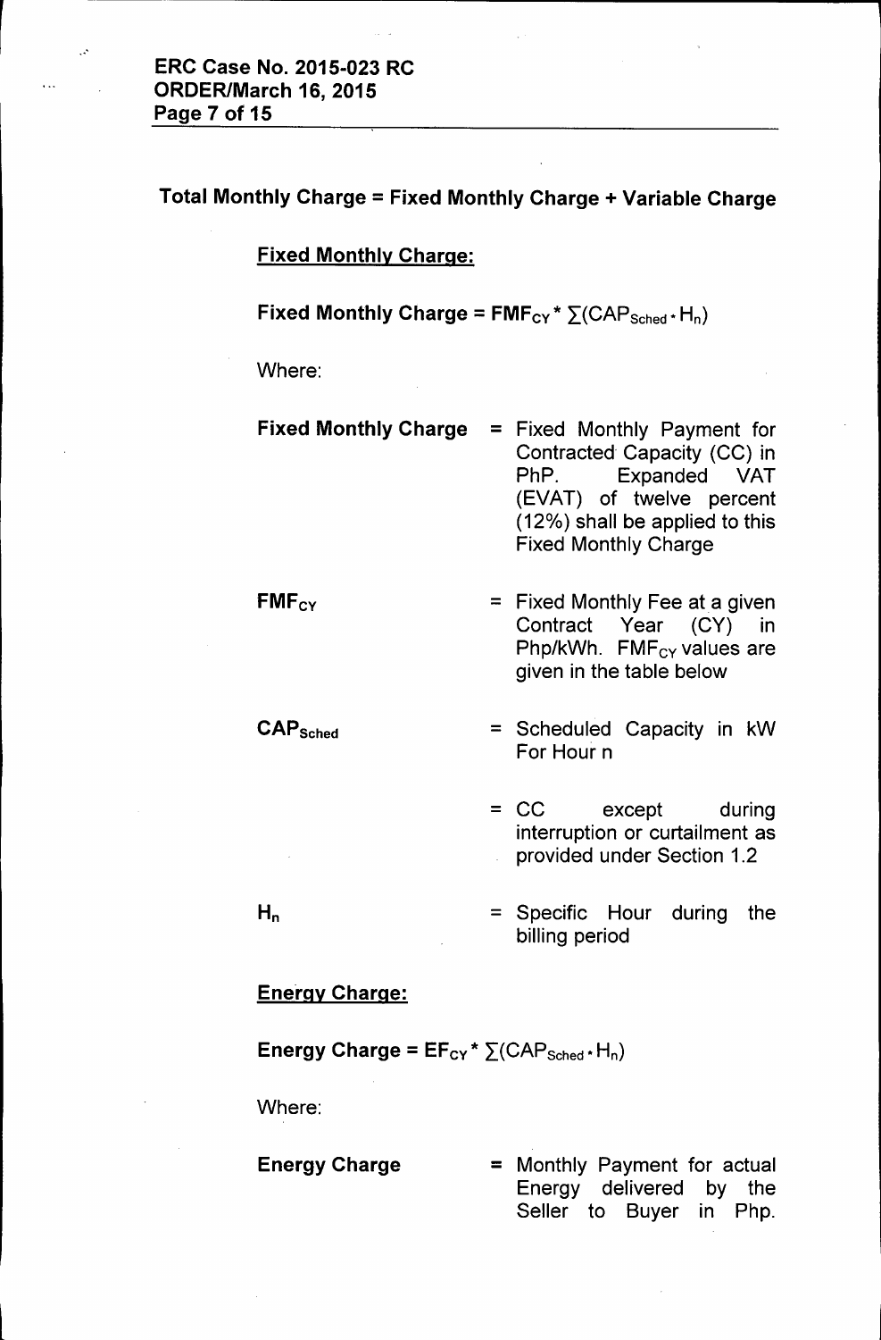**Total Monthly Charge = Fixed Monthly Charge + Variable Charge**

**<u>Fixed Monthly Charge:</u>**

**Fixed Monthly Charge = $FMF_{CY} * \sum(CAP_{Sched} \cdot H_n)$**

Where:

| | | |
|---|---|---|
| **Fixed Monthly Charge** | = | Fixed Monthly Payment for Contracted Capacity (CC) in PhP. Expanded VAT (EVAT) of twelve percent (12%) shall be applied to this Fixed Monthly Charge |
| **$FMF_{CY}$** | = | Fixed Monthly Fee at a given Contract Year (CY) in Php/kWh. $FMF_{CY}$ values are given in the table below |
| **$CAP_{Sched}$** | = | Scheduled Capacity in kW For Hour n |
| | = | CC except during interruption or curtailment as provided under Section 1.2 |
| **$H_n$** | = | Specific Hour during the billing period |

**<u>Energy Charge:</u>**

**Energy Charge = $EF_{CY} * \sum(CAP_{Sched} \cdot H_n)$**

Where:

| | | |
|---|---|---|
| **Energy Charge** | = | Monthly Payment for actual Energy delivered by the Seller to Buyer in Php. |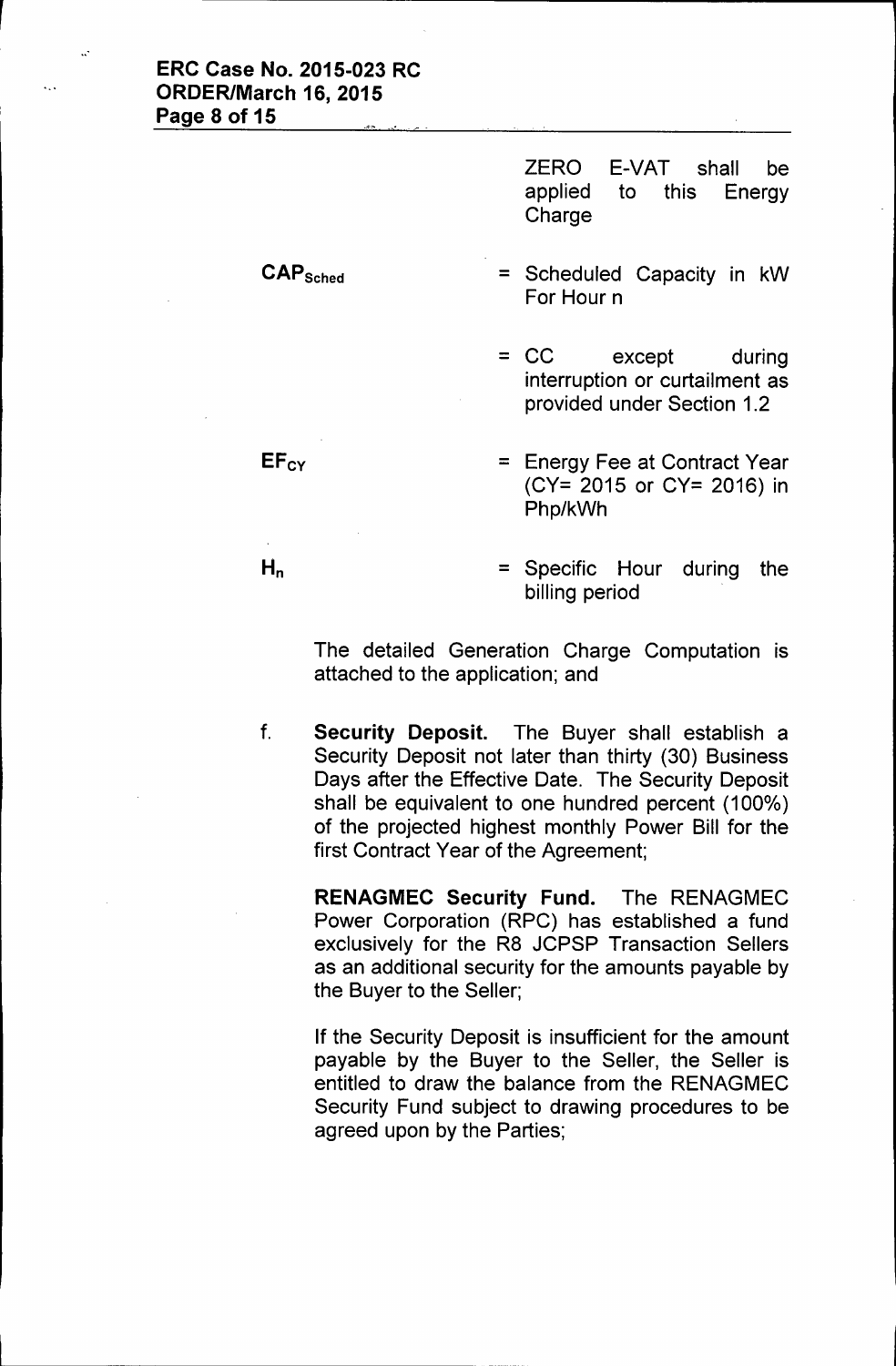ZERO E-VAT shall be applied to this Energy Charge

$CAP_{Sched}$ = Scheduled Capacity in kW For Hour n

= CC except during interruption or curtailment as provided under Section 1.2

$EF_{CY}$ = Energy Fee at Contract Year (CY= 2015 or CY= 2016) in Php/kWh

$H_n$ = Specific Hour during the billing period

The detailed Generation Charge Computation is attached to the application; and

f. **Security Deposit.** The Buyer shall establish a Security Deposit not later than thirty (30) Business Days after the Effective Date. The Security Deposit shall be equivalent to one hundred percent (100%) of the projected highest monthly Power Bill for the first Contract Year of the Agreement;

**RENAGMEC Security Fund.** The RENAGMEC Power Corporation (RPC) has established a fund exclusively for the R8 JCPSP Transaction Sellers as an additional security for the amounts payable by the Buyer to the Seller;

If the Security Deposit is insufficient for the amount payable by the Buyer to the Seller, the Seller is entitled to draw the balance from the RENAGMEC Security Fund subject to drawing procedures to be agreed upon by the Parties;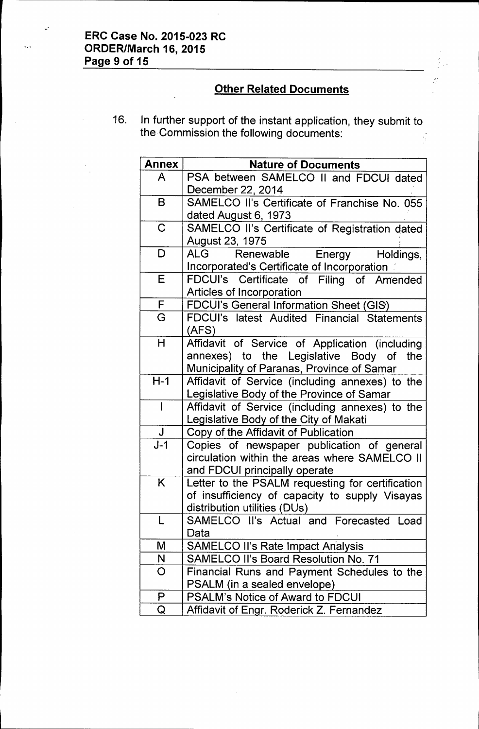## Other Related Documents

16. In further support of the instant application, they submit to the Commission the following documents:

| Annex | Nature of Documents |
|---|---|
| A | PSA between SAMELCO II and FDCUI dated December 22, 2014 |
| B | SAMELCO II's Certificate of Franchise No. 055 dated August 6, 1973 |
| C | SAMELCO II's Certificate of Registration dated August 23, 1975 |
| D | ALG Renewable Energy Holdings, Incorporated's Certificate of Incorporation |
| E | FDCUI's Certificate of Filing of Amended Articles of Incorporation |
| F | FDCUI's General Information Sheet (GIS) |
| G | FDCUI's latest Audited Financial Statements (AFS) |
| H | Affidavit of Service of Application (including annexes) to the Legislative Body of the Municipality of Paranas, Province of Samar |
| H-1 | Affidavit of Service (including annexes) to the Legislative Body of the Province of Samar |
| I | Affidavit of Service (including annexes) to the Legislative Body of the City of Makati |
| J | Copy of the Affidavit of Publication |
| J-1 | Copies of newspaper publication of general circulation within the areas where SAMELCO II and FDCUI principally operate |
| K | Letter to the PSALM requesting for certification of insufficiency of capacity to supply Visayas distribution utilities (DUs) |
| L | SAMELCO II's Actual and Forecasted Load Data |
| M | SAMELCO II's Rate Impact Analysis |
| N | SAMELCO II's Board Resolution No. 71 |
| O | Financial Runs and Payment Schedules to the PSALM (in a sealed envelope) |
| P | PSALM's Notice of Award to FDCUI |
| Q | Affidavit of Engr. Roderick Z. Fernandez |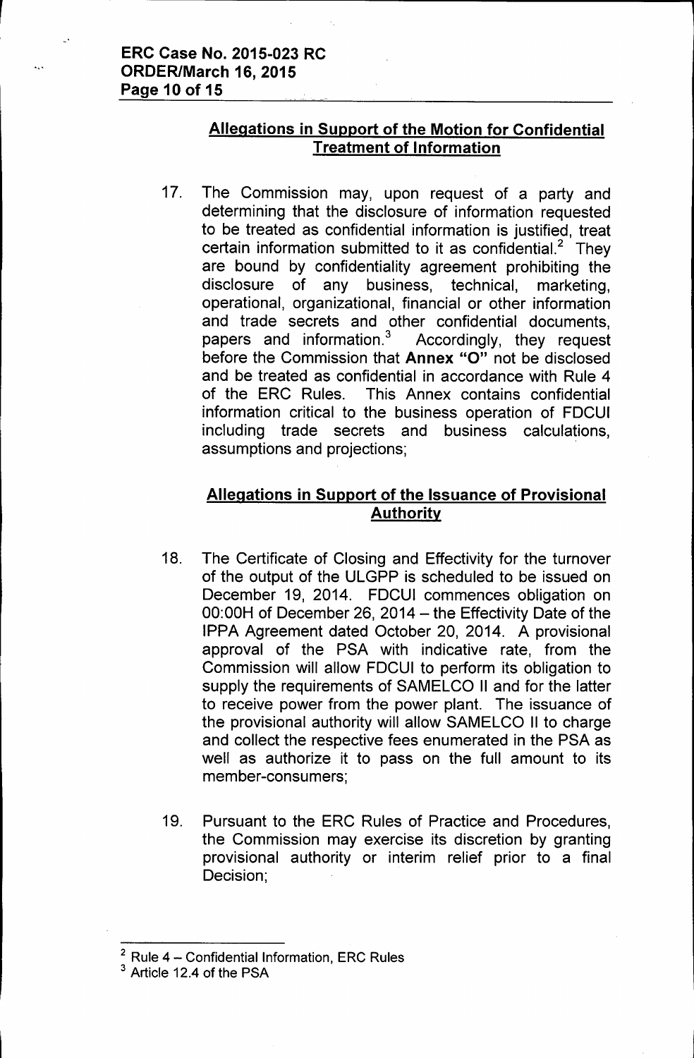## Allegations in Support of the Motion for Confidential Treatment of Information

17. The Commission may, upon request of a party and determining that the disclosure of information requested to be treated as confidential information is justified, treat certain information submitted to it as confidential.[2] They are bound by confidentiality agreement prohibiting the disclosure of any business, technical, marketing, operational, organizational, financial or other information and trade secrets and other confidential documents, papers and information.[3] Accordingly, they request before the Commission that **Annex "O"** not be disclosed and be treated as confidential in accordance with Rule 4 of the ERC Rules. This Annex contains confidential information critical to the business operation of FDCUI including trade secrets and business calculations, assumptions and projections;

## Allegations in Support of the Issuance of Provisional Authority

18. The Certificate of Closing and Effectivity for the turnover of the output of the ULGPP is scheduled to be issued on December 19, 2014. FDCUI commences obligation on 00:00H of December 26, 2014 – the Effectivity Date of the IPPA Agreement dated October 20, 2014. A provisional approval of the PSA with indicative rate, from the Commission will allow FDCUI to perform its obligation to supply the requirements of SAMELCO II and for the latter to receive power from the power plant. The issuance of the provisional authority will allow SAMELCO II to charge and collect the respective fees enumerated in the PSA as well as authorize it to pass on the full amount to its member-consumers;

19. Pursuant to the ERC Rules of Practice and Procedures, the Commission may exercise its discretion by granting provisional authority or interim relief prior to a final Decision;

---

[2] Rule 4 – Confidential Information, ERC Rules

[3] Article 12.4 of the PSA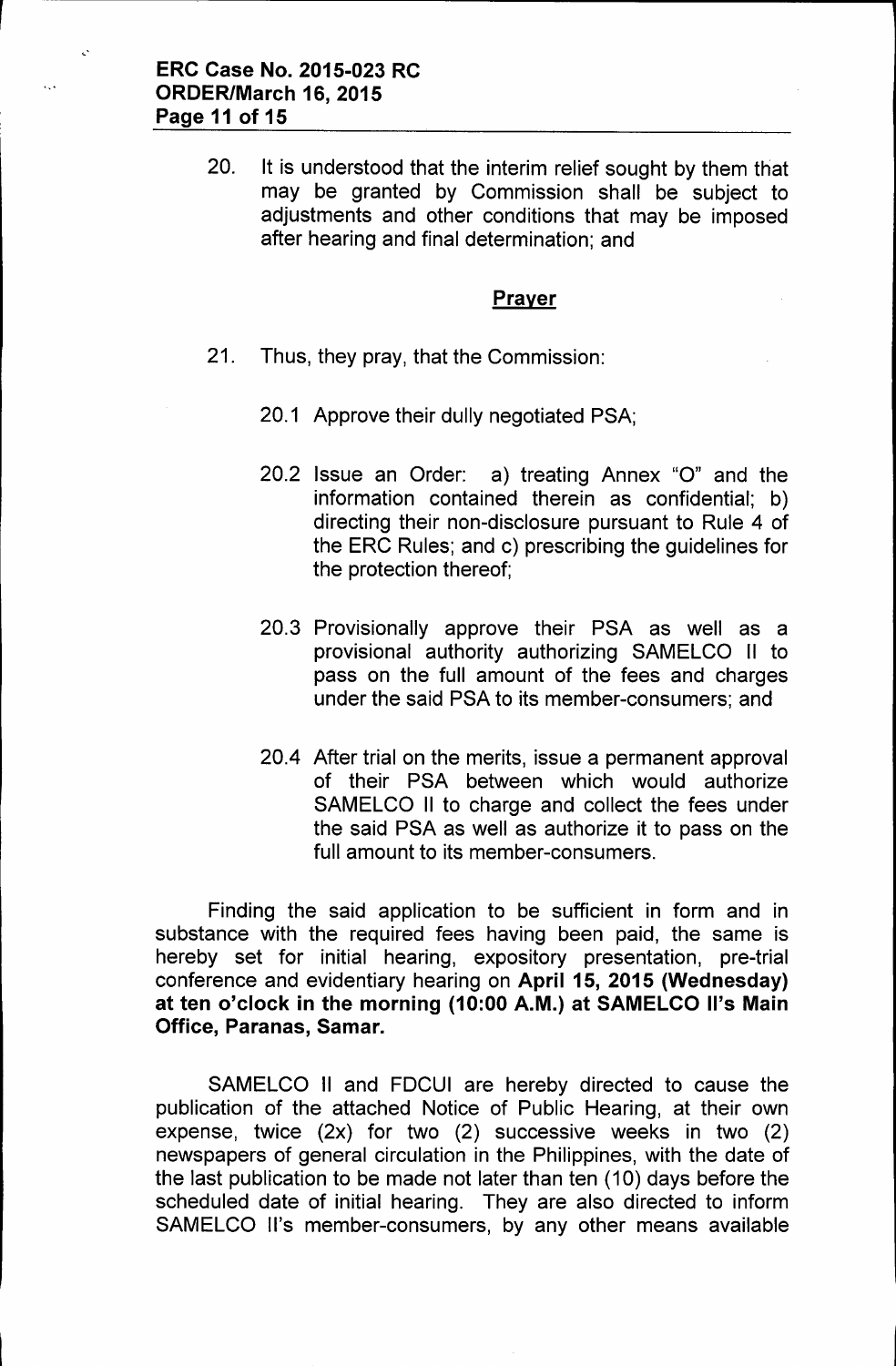20. It is understood that the interim relief sought by them that may be granted by Commission shall be subject to adjustments and other conditions that may be imposed after hearing and final determination; and

## Prayer

21. Thus, they pray, that the Commission:

    20.1 Approve their dully negotiated PSA;

    20.2 Issue an Order: a) treating Annex "O" and the information contained therein as confidential; b) directing their non-disclosure pursuant to Rule 4 of the ERC Rules; and c) prescribing the guidelines for the protection thereof;

    20.3 Provisionally approve their PSA as well as a provisional authority authorizing SAMELCO II to pass on the full amount of the fees and charges under the said PSA to its member-consumers; and

    20.4 After trial on the merits, issue a permanent approval of their PSA between which would authorize SAMELCO II to charge and collect the fees under the said PSA as well as authorize it to pass on the full amount to its member-consumers.

Finding the said application to be sufficient in form and in substance with the required fees having been paid, the same is hereby set for initial hearing, expository presentation, pre-trial conference and evidentiary hearing on **April 15, 2015 (Wednesday) at ten o'clock in the morning (10:00 A.M.) at SAMELCO II's Main Office, Paranas, Samar.**

SAMELCO II and FDCUI are hereby directed to cause the publication of the attached Notice of Public Hearing, at their own expense, twice (2x) for two (2) successive weeks in two (2) newspapers of general circulation in the Philippines, with the date of the last publication to be made not later than ten (10) days before the scheduled date of initial hearing. They are also directed to inform SAMELCO II's member-consumers, by any other means available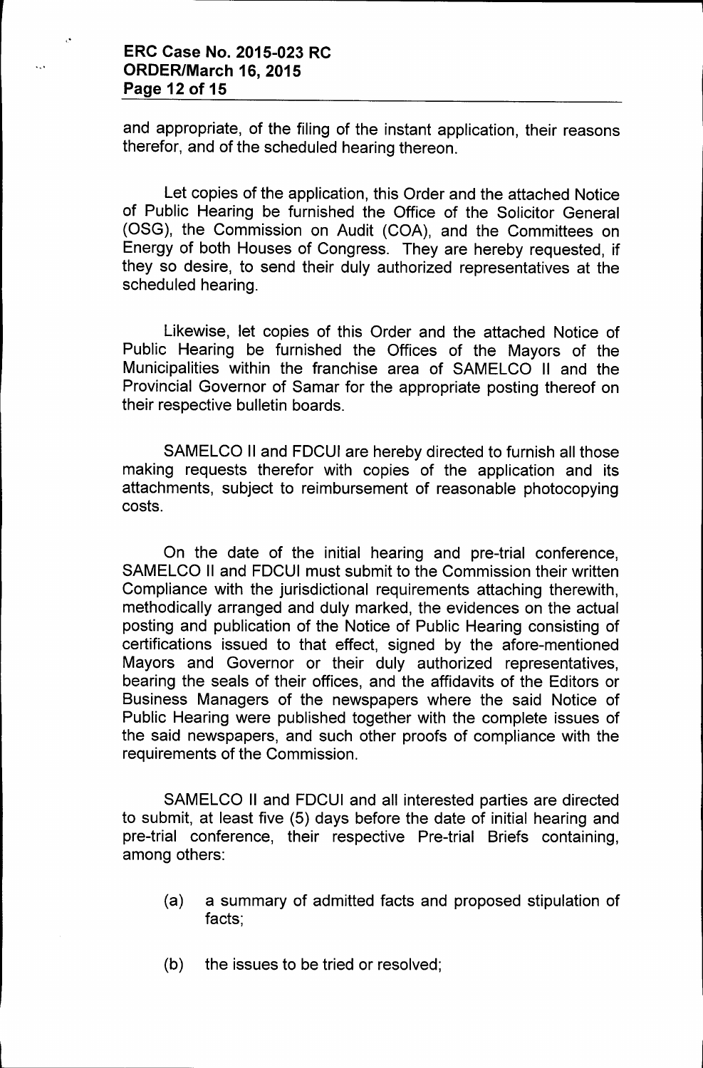and appropriate, of the filing of the instant application, their reasons therefor, and of the scheduled hearing thereon.

Let copies of the application, this Order and the attached Notice of Public Hearing be furnished the Office of the Solicitor General (OSG), the Commission on Audit (COA), and the Committees on Energy of both Houses of Congress. They are hereby requested, if they so desire, to send their duly authorized representatives at the scheduled hearing.

Likewise, let copies of this Order and the attached Notice of Public Hearing be furnished the Offices of the Mayors of the Municipalities within the franchise area of SAMELCO II and the Provincial Governor of Samar for the appropriate posting thereof on their respective bulletin boards.

SAMELCO II and FDCUI are hereby directed to furnish all those making requests therefor with copies of the application and its attachments, subject to reimbursement of reasonable photocopying costs.

On the date of the initial hearing and pre-trial conference, SAMELCO II and FDCUI must submit to the Commission their written Compliance with the jurisdictional requirements attaching therewith, methodically arranged and duly marked, the evidences on the actual posting and publication of the Notice of Public Hearing consisting of certifications issued to that effect, signed by the afore-mentioned Mayors and Governor or their duly authorized representatives, bearing the seals of their offices, and the affidavits of the Editors or Business Managers of the newspapers where the said Notice of Public Hearing were published together with the complete issues of the said newspapers, and such other proofs of compliance with the requirements of the Commission.

SAMELCO II and FDCUI and all interested parties are directed to submit, at least five (5) days before the date of initial hearing and pre-trial conference, their respective Pre-trial Briefs containing, among others:

(a) a summary of admitted facts and proposed stipulation of facts;

(b) the issues to be tried or resolved;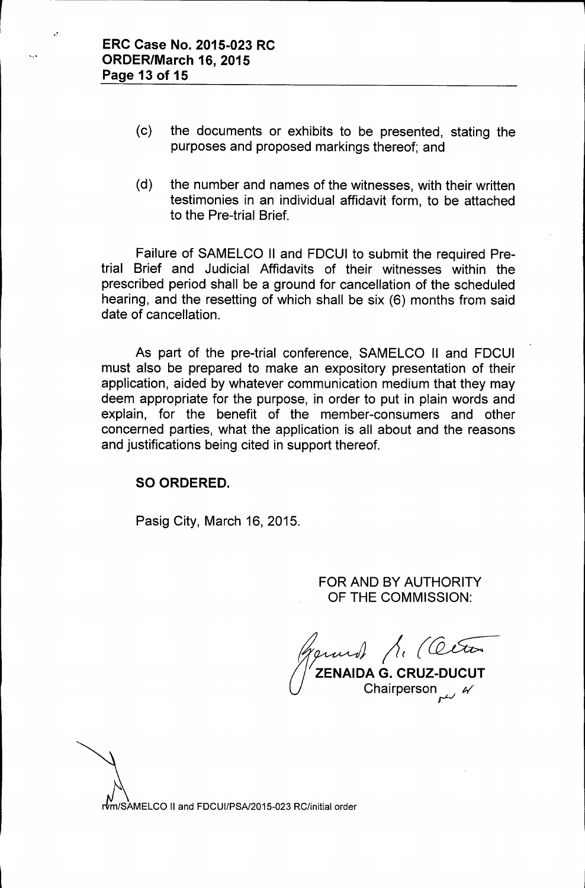(c) the documents or exhibits to be presented, stating the purposes and proposed markings thereof; and

(d) the number and names of the witnesses, with their written testimonies in an individual affidavit form, to be attached to the Pre-trial Brief.

Failure of SAMELCO II and FDCUI to submit the required Pre-trial Brief and Judicial Affidavits of their witnesses within the prescribed period shall be a ground for cancellation of the scheduled hearing, and the resetting of which shall be six (6) months from said date of cancellation.

As part of the pre-trial conference, SAMELCO II and FDCUI must also be prepared to make an expository presentation of their application, aided by whatever communication medium that they may deem appropriate for the purpose, in order to put in plain words and explain, for the benefit of the member-consumers and other concerned parties, what the application is all about and the reasons and justifications being cited in support thereof.

**SO ORDERED.**

Pasig City, March 16, 2015.

FOR AND BY AUTHORITY
OF THE COMMISSION:

**ZENAIDA G. CRUZ-DUCUT**
Chairperson

rvm/SAMELCO II and FDCUI/PSA/2015-023 RC/initial order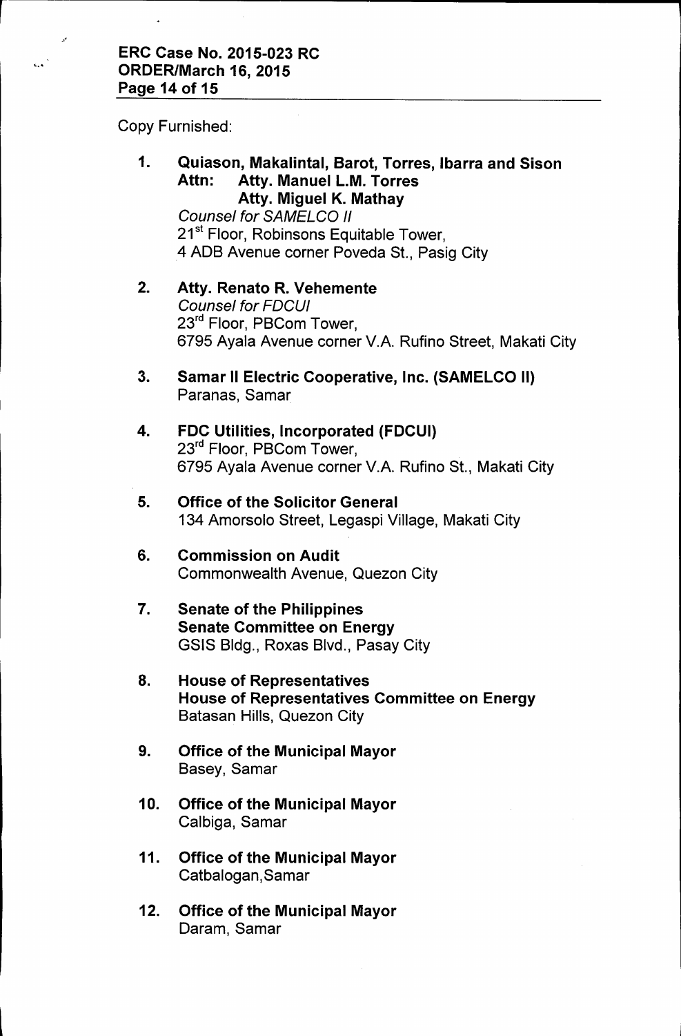Copy Furnished:

1. **Quiason, Makalintal, Barot, Torres, Ibarra and Sison**
   **Attn: Atty. Manuel L.M. Torres**
   **Atty. Miguel K. Mathay**
   *Counsel for SAMELCO II*
   21st Floor, Robinsons Equitable Tower,
   4 ADB Avenue corner Poveda St., Pasig City

2. **Atty. Renato R. Vehemente**
   *Counsel for FDCUI*
   23rd Floor, PBCom Tower,
   6795 Ayala Avenue corner V.A. Rufino Street, Makati City

3. **Samar II Electric Cooperative, Inc. (SAMELCO II)**
   Paranas, Samar

4. **FDC Utilities, Incorporated (FDCUI)**
   23rd Floor, PBCom Tower,
   6795 Ayala Avenue corner V.A. Rufino St., Makati City

5. **Office of the Solicitor General**
   134 Amorsolo Street, Legaspi Village, Makati City

6. **Commission on Audit**
   Commonwealth Avenue, Quezon City

7. **Senate of the Philippines**
   **Senate Committee on Energy**
   GSIS Bldg., Roxas Blvd., Pasay City

8. **House of Representatives**
   **House of Representatives Committee on Energy**
   Batasan Hills, Quezon City

9. **Office of the Municipal Mayor**
   Basey, Samar

10. **Office of the Municipal Mayor**
    Calbiga, Samar

11. **Office of the Municipal Mayor**
    Catbalogan,Samar

12. **Office of the Municipal Mayor**
    Daram, Samar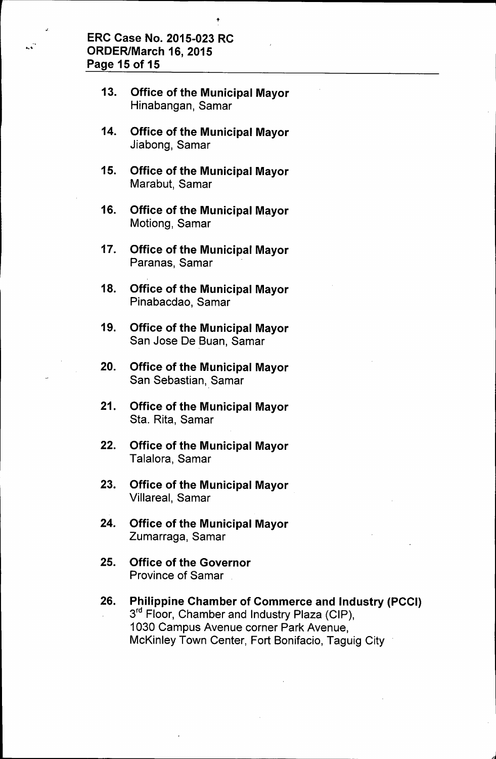13. **Office of the Municipal Mayor**
    Hinabangan, Samar

14. **Office of the Municipal Mayor**
    Jiabong, Samar

15. **Office of the Municipal Mayor**
    Marabut, Samar

16. **Office of the Municipal Mayor**
    Motiong, Samar

17. **Office of the Municipal Mayor**
    Paranas, Samar

18. **Office of the Municipal Mayor**
    Pinabacdao, Samar

19. **Office of the Municipal Mayor**
    San Jose De Buan, Samar

20. **Office of the Municipal Mayor**
    San Sebastian, Samar

21. **Office of the Municipal Mayor**
    Sta. Rita, Samar

22. **Office of the Municipal Mayor**
    Talalora, Samar

23. **Office of the Municipal Mayor**
    Villareal, Samar

24. **Office of the Municipal Mayor**
    Zumarraga, Samar

25. **Office of the Governor**
    Province of Samar

26. **Philippine Chamber of Commerce and Industry (PCCI)**
    3rd Floor, Chamber and Industry Plaza (CIP),
    1030 Campus Avenue corner Park Avenue,
    McKinley Town Center, Fort Bonifacio, Taguig City